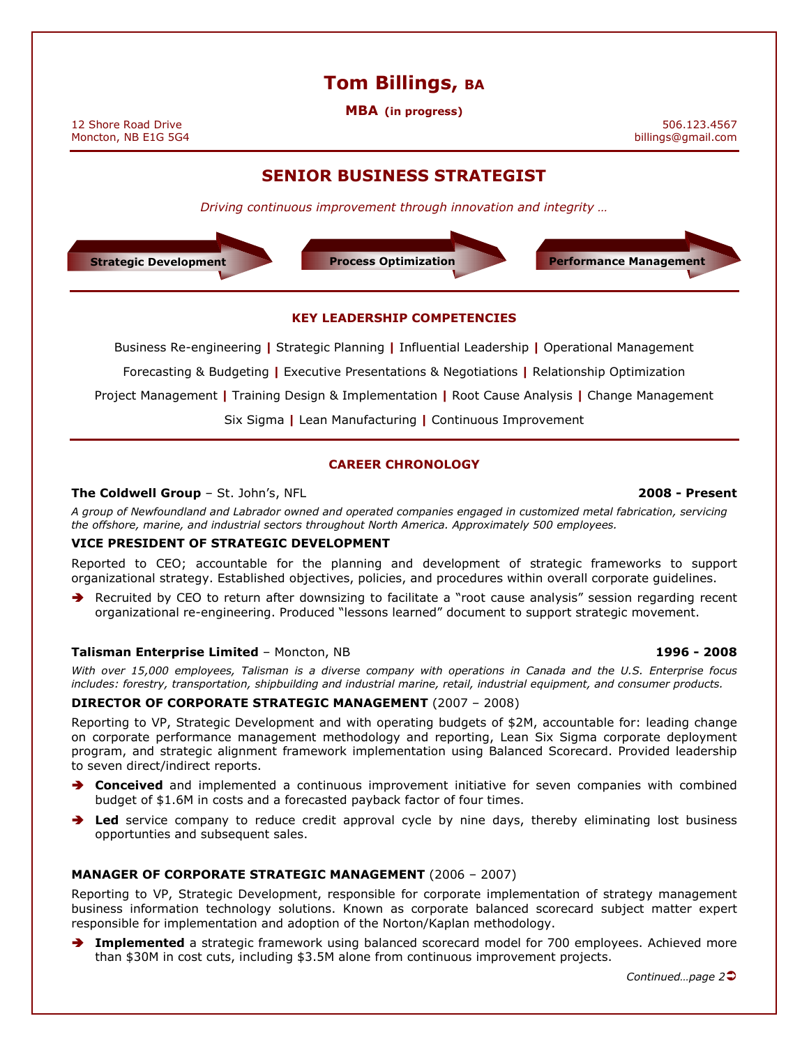# Tom Billings, BA

**MBA (in progress)**

12 Shore Road Drive
Moncton, NB E1G 5G4

506.123.4567
billings@gmail.com

## SENIOR BUSINESS STRATEGIST

*Driving continuous improvement through innovation and integrity …*

**Strategic Development** | **Process Optimization** | **Performance Management**

### KEY LEADERSHIP COMPETENCIES

Business Re-engineering | Strategic Planning | Influential Leadership | Operational Management

Forecasting & Budgeting | Executive Presentations & Negotiations | Relationship Optimization

Project Management | Training Design & Implementation | Root Cause Analysis | Change Management

Six Sigma | Lean Manufacturing | Continuous Improvement

### CAREER CHRONOLOGY

**The Coldwell Group** – St. John's, NFL **2008 - Present**

*A group of Newfoundland and Labrador owned and operated companies engaged in customized metal fabrication, servicing the offshore, marine, and industrial sectors throughout North America. Approximately 500 employees.*

**VICE PRESIDENT OF STRATEGIC DEVELOPMENT**

Reported to CEO; accountable for the planning and development of strategic frameworks to support organizational strategy. Established objectives, policies, and procedures within overall corporate guidelines.

- Recruited by CEO to return after downsizing to facilitate a "root cause analysis" session regarding recent organizational re-engineering. Produced "lessons learned" document to support strategic movement.

**Talisman Enterprise Limited** – Moncton, NB **1996 - 2008**

*With over 15,000 employees, Talisman is a diverse company with operations in Canada and the U.S. Enterprise focus includes: forestry, transportation, shipbuilding and industrial marine, retail, industrial equipment, and consumer products.*

**DIRECTOR OF CORPORATE STRATEGIC MANAGEMENT** (2007 – 2008)

Reporting to VP, Strategic Development and with operating budgets of $2M, accountable for: leading change on corporate performance management methodology and reporting, Lean Six Sigma corporate deployment program, and strategic alignment framework implementation using Balanced Scorecard. Provided leadership to seven direct/indirect reports.

- **Conceived** and implemented a continuous improvement initiative for seven companies with combined budget of $1.6M in costs and a forecasted payback factor of four times.
- **Led** service company to reduce credit approval cycle by nine days, thereby eliminating lost business opportunties and subsequent sales.

**MANAGER OF CORPORATE STRATEGIC MANAGEMENT** (2006 – 2007)

Reporting to VP, Strategic Development, responsible for corporate implementation of strategy management business information technology solutions. Known as corporate balanced scorecard subject matter expert responsible for implementation and adoption of the Norton/Kaplan methodology.

- **Implemented** a strategic framework using balanced scorecard model for 700 employees. Achieved more than $30M in cost cuts, including $3.5M alone from continuous improvement projects.

*Continued…page 2*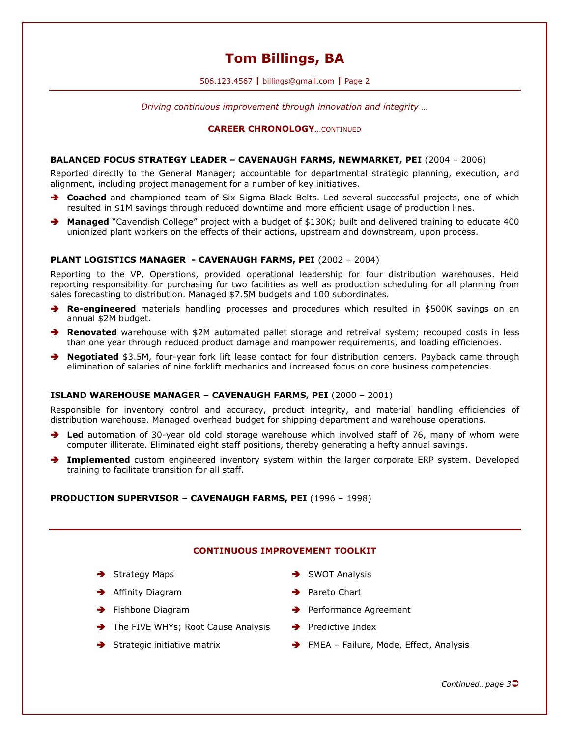# Tom Billings, BA

506.123.4567 | billings@gmail.com

*Driving continuous improvement through innovation and integrity …*

## CAREER CHRONOLOGY…CONTINUED

**BALANCED FOCUS STRATEGY LEADER – CAVENAUGH FARMS, NEWMARKET, PEI** (2004 – 2006)

Reported directly to the General Manager; accountable for departmental strategic planning, execution, and alignment, including project management for a number of key initiatives.

- **Coached** and championed team of Six Sigma Black Belts. Led several successful projects, one of which resulted in $1M savings through reduced downtime and more efficient usage of production lines.
- **Managed** "Cavendish College" project with a budget of $130K; built and delivered training to educate 400 unionized plant workers on the effects of their actions, upstream and downstream, upon process.

**PLANT LOGISTICS MANAGER - CAVENAUGH FARMS, PEI** (2002 – 2004)

Reporting to the VP, Operations, provided operational leadership for four distribution warehouses. Held reporting responsibility for purchasing for two facilities as well as production scheduling for all planning from sales forecasting to distribution. Managed $7.5M budgets and 100 subordinates.

- **Re-engineered** materials handling processes and procedures which resulted in $500K savings on an annual $2M budget.
- **Renovated** warehouse with $2M automated pallet storage and retreival system; recouped costs in less than one year through reduced product damage and manpower requirements, and loading efficiencies.
- **Negotiated** $3.5M, four-year fork lift lease contact for four distribution centers. Payback came through elimination of salaries of nine forklift mechanics and increased focus on core business competencies.

**ISLAND WAREHOUSE MANAGER – CAVENAUGH FARMS, PEI** (2000 – 2001)

Responsible for inventory control and accuracy, product integrity, and material handling efficiencies of distribution warehouse. Managed overhead budget for shipping department and warehouse operations.

- **Led** automation of 30-year old cold storage warehouse which involved staff of 76, many of whom were computer illiterate. Eliminated eight staff positions, thereby generating a hefty annual savings.
- **Implemented** custom engineered inventory system within the larger corporate ERP system. Developed training to facilitate transition for all staff.

**PRODUCTION SUPERVISOR – CAVENAUGH FARMS, PEI** (1996 – 1998)

## CONTINUOUS IMPROVEMENT TOOLKIT

- Strategy Maps
- Affinity Diagram
- Fishbone Diagram
- The FIVE WHYs; Root Cause Analysis
- Strategic initiative matrix
- SWOT Analysis
- Pareto Chart
- Performance Agreement
- Predictive Index
- FMEA – Failure, Mode, Effect, Analysis

*Continued…page 3*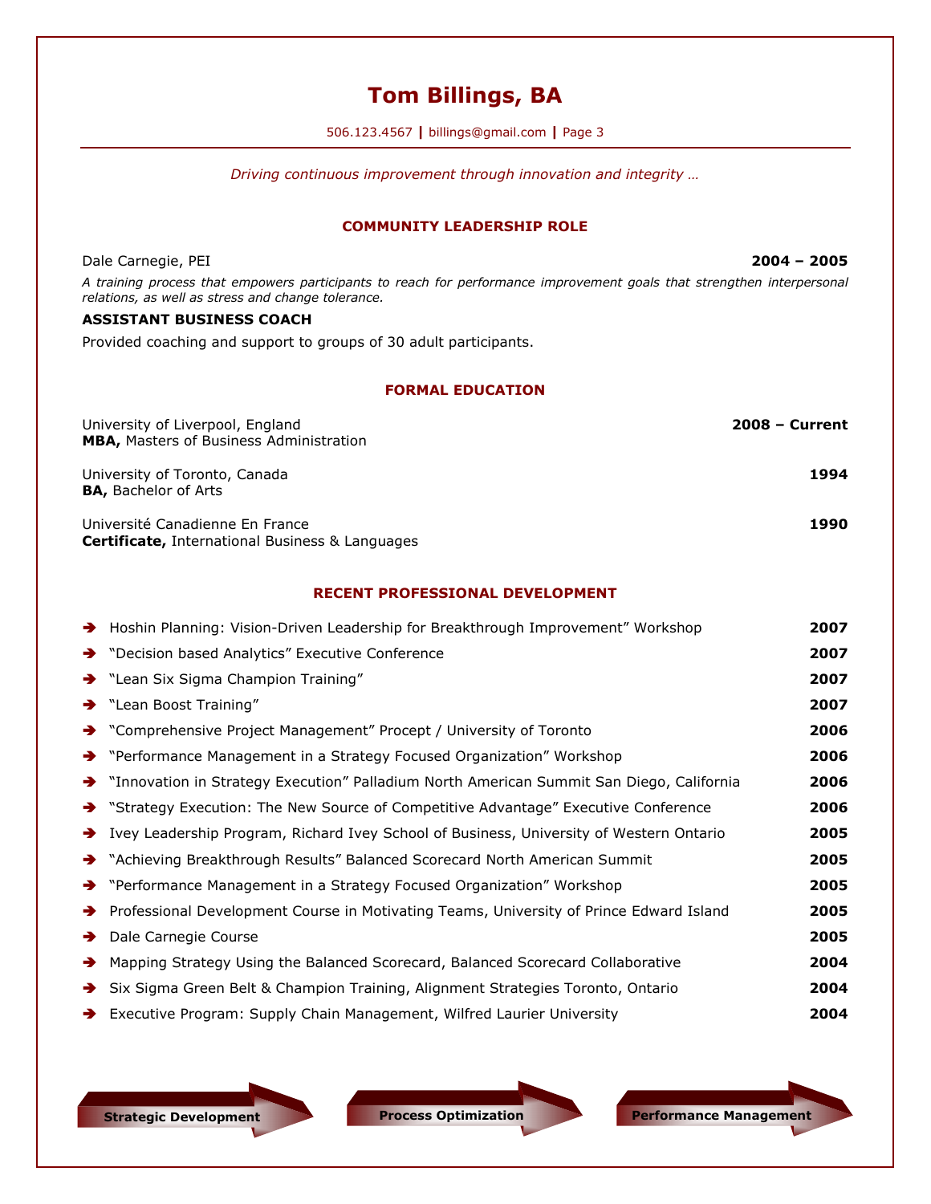# Tom Billings, BA

*Driving continuous improvement through innovation and integrity …*

## COMMUNITY LEADERSHIP ROLE

Dale Carnegie, PEI **2004 – 2005**

*A training process that empowers participants to reach for performance improvement goals that strengthen interpersonal relations, as well as stress and change tolerance.*

**ASSISTANT BUSINESS COACH**

Provided coaching and support to groups of 30 adult participants.

## FORMAL EDUCATION

University of Liverpool, England **2008 – Current**
**MBA,** Masters of Business Administration

University of Toronto, Canada **1994**
**BA,** Bachelor of Arts

Université Canadienne En France **1990**
**Certificate,** International Business & Languages

## RECENT PROFESSIONAL DEVELOPMENT

- Hoshin Planning: Vision-Driven Leadership for Breakthrough Improvement" Workshop **2007**
- "Decision based Analytics" Executive Conference **2007**
- "Lean Six Sigma Champion Training" **2007**
- "Lean Boost Training" **2007**
- "Comprehensive Project Management" Procept / University of Toronto **2006**
- "Performance Management in a Strategy Focused Organization" Workshop **2006**
- "Innovation in Strategy Execution" Palladium North American Summit San Diego, California **2006**
- "Strategy Execution: The New Source of Competitive Advantage" Executive Conference **2006**
- Ivey Leadership Program, Richard Ivey School of Business, University of Western Ontario **2005**
- "Achieving Breakthrough Results" Balanced Scorecard North American Summit **2005**
- "Performance Management in a Strategy Focused Organization" Workshop **2005**
- Professional Development Course in Motivating Teams, University of Prince Edward Island **2005**
- Dale Carnegie Course **2005**
- Mapping Strategy Using the Balanced Scorecard, Balanced Scorecard Collaborative **2004**
- Six Sigma Green Belt & Champion Training, Alignment Strategies Toronto, Ontario **2004**
- Executive Program: Supply Chain Management, Wilfred Laurier University **2004**

**Strategic Development** | **Process Optimization** | **Performance Management**